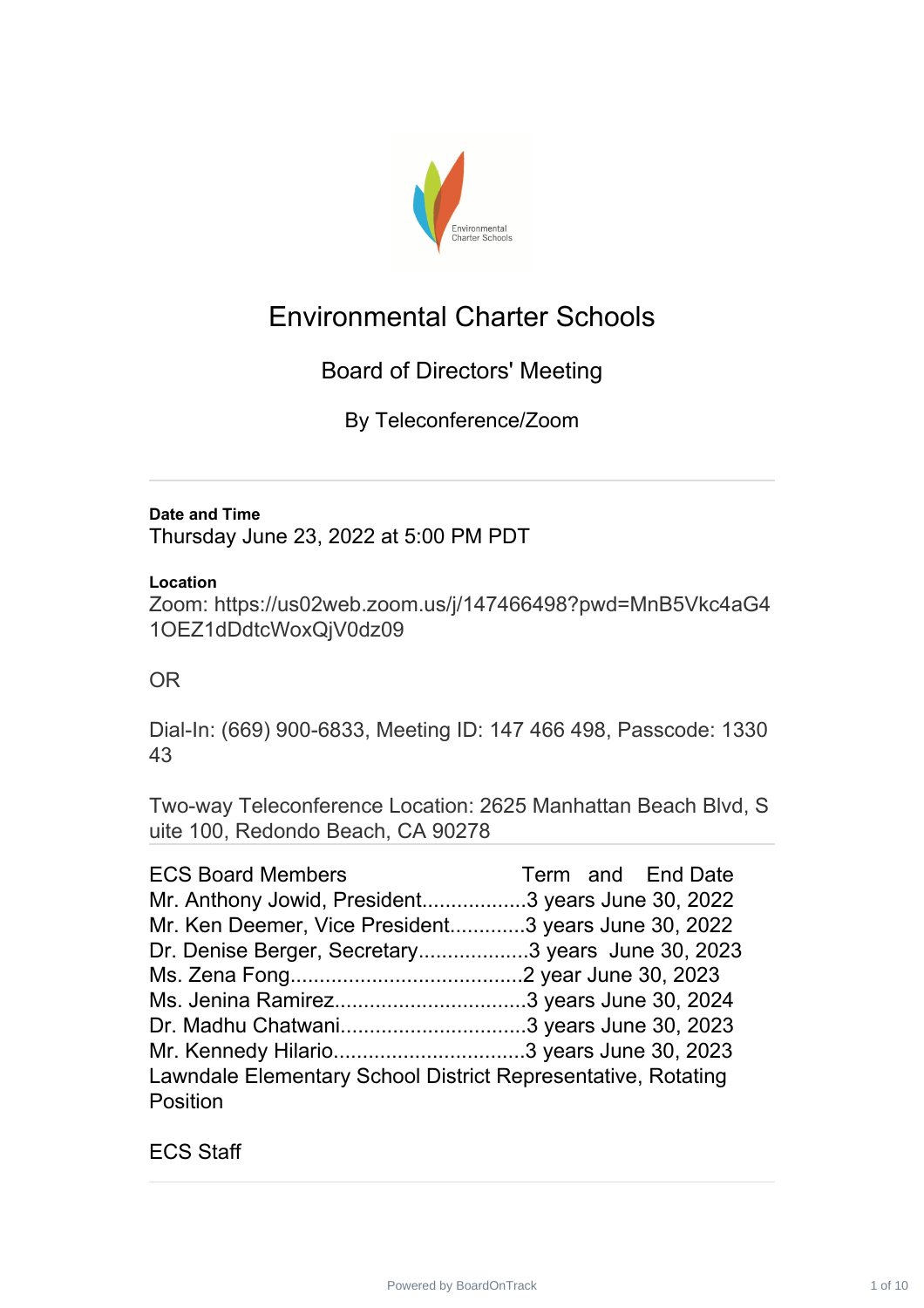# Environmental Charter Schools

## Board of Directors' Meeting

### By Teleconference/Zoom

---

**Date and Time**

Thursday June 23, 2022 at 5:00 PM PDT

**Location**

Zoom: https://us02web.zoom.us/j/147466498?pwd=MnB5Vkc4aG41OEZ1dDdtcWoxQjV0dz09

OR

Dial-In: (669) 900-6833, Meeting ID: 147 466 498, Passcode: 133043

Two-way Teleconference Location: 2625 Manhattan Beach Blvd, Suite 100, Redondo Beach, CA 90278

---

ECS Board Members Term and End Date

Mr. Anthony Jowid, President..................3 years June 30, 2022

Mr. Ken Deemer, Vice President.............3 years June 30, 2022

Dr. Denise Berger, Secretary...................3 years June 30, 2023

Ms. Zena Fong........................................2 year June 30, 2023

Ms. Jenina Ramirez.................................3 years June 30, 2024

Dr. Madhu Chatwani................................3 years June 30, 2023

Mr. Kennedy Hilario................................3 years June 30, 2023

Lawndale Elementary School District Representative, Rotating Position

ECS Staff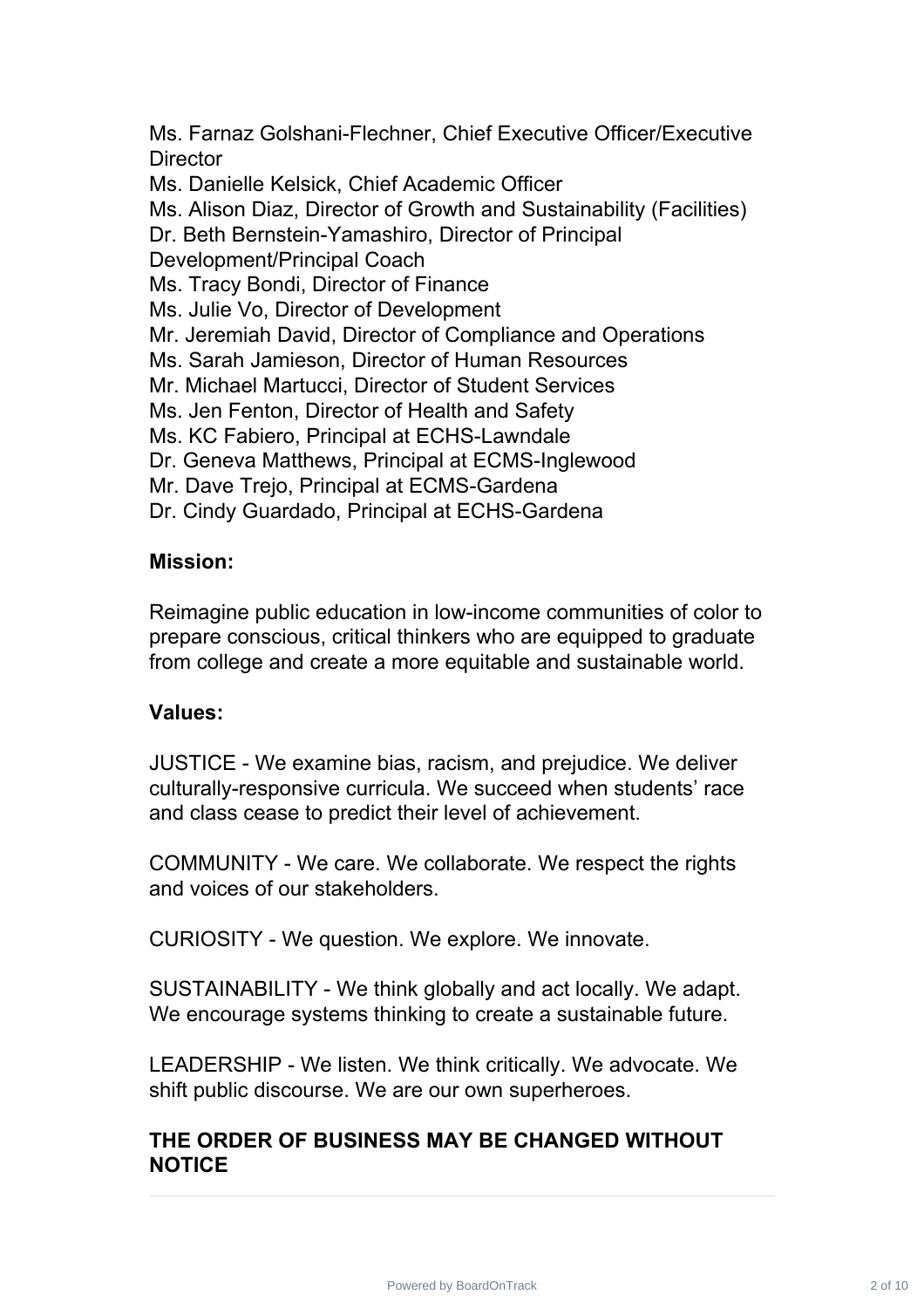Ms. Farnaz Golshani-Flechner, Chief Executive Officer/Executive Director
Ms. Danielle Kelsick, Chief Academic Officer
Ms. Alison Diaz, Director of Growth and Sustainability (Facilities)
Dr. Beth Bernstein-Yamashiro, Director of Principal Development/Principal Coach
Ms. Tracy Bondi, Director of Finance
Ms. Julie Vo, Director of Development
Mr. Jeremiah David, Director of Compliance and Operations
Ms. Sarah Jamieson, Director of Human Resources
Mr. Michael Martucci, Director of Student Services
Ms. Jen Fenton, Director of Health and Safety
Ms. KC Fabiero, Principal at ECHS-Lawndale
Dr. Geneva Matthews, Principal at ECMS-Inglewood
Mr. Dave Trejo, Principal at ECMS-Gardena
Dr. Cindy Guardado, Principal at ECHS-Gardena

**Mission:**

Reimagine public education in low-income communities of color to prepare conscious, critical thinkers who are equipped to graduate from college and create a more equitable and sustainable world.

**Values:**

JUSTICE - We examine bias, racism, and prejudice. We deliver culturally-responsive curricula. We succeed when students' race and class cease to predict their level of achievement.

COMMUNITY - We care. We collaborate. We respect the rights and voices of our stakeholders.

CURIOSITY - We question. We explore. We innovate.

SUSTAINABILITY - We think globally and act locally. We adapt. We encourage systems thinking to create a sustainable future.

LEADERSHIP - We listen. We think critically. We advocate. We shift public discourse. We are our own superheroes.

**THE ORDER OF BUSINESS MAY BE CHANGED WITHOUT NOTICE**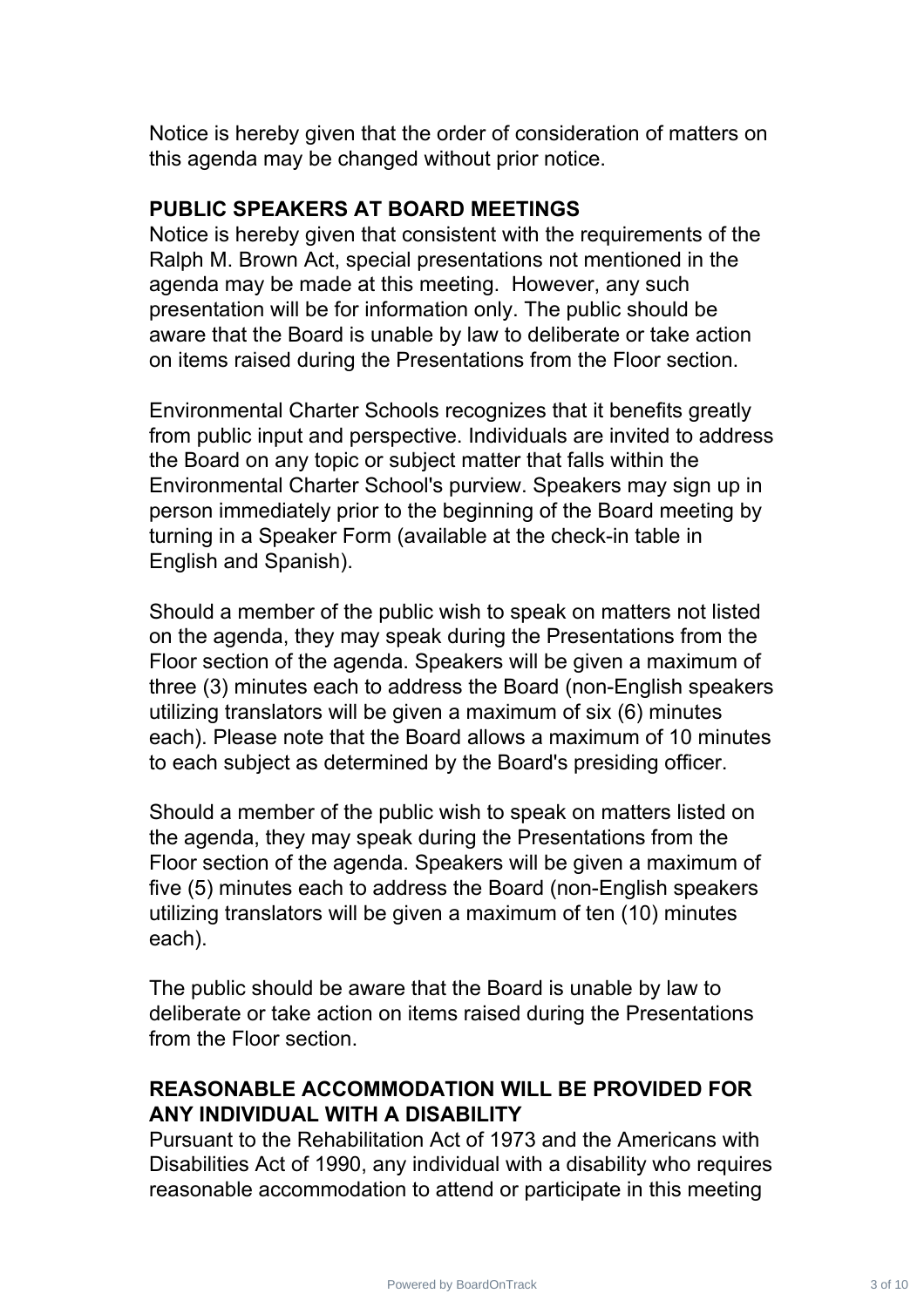Notice is hereby given that the order of consideration of matters on this agenda may be changed without prior notice.

## PUBLIC SPEAKERS AT BOARD MEETINGS

Notice is hereby given that consistent with the requirements of the Ralph M. Brown Act, special presentations not mentioned in the agenda may be made at this meeting. However, any such presentation will be for information only. The public should be aware that the Board is unable by law to deliberate or take action on items raised during the Presentations from the Floor section.

Environmental Charter Schools recognizes that it benefits greatly from public input and perspective. Individuals are invited to address the Board on any topic or subject matter that falls within the Environmental Charter School's purview. Speakers may sign up in person immediately prior to the beginning of the Board meeting by turning in a Speaker Form (available at the check-in table in English and Spanish).

Should a member of the public wish to speak on matters not listed on the agenda, they may speak during the Presentations from the Floor section of the agenda. Speakers will be given a maximum of three (3) minutes each to address the Board (non-English speakers utilizing translators will be given a maximum of six (6) minutes each). Please note that the Board allows a maximum of 10 minutes to each subject as determined by the Board's presiding officer.

Should a member of the public wish to speak on matters listed on the agenda, they may speak during the Presentations from the Floor section of the agenda. Speakers will be given a maximum of five (5) minutes each to address the Board (non-English speakers utilizing translators will be given a maximum of ten (10) minutes each).

The public should be aware that the Board is unable by law to deliberate or take action on items raised during the Presentations from the Floor section.

## REASONABLE ACCOMMODATION WILL BE PROVIDED FOR ANY INDIVIDUAL WITH A DISABILITY

Pursuant to the Rehabilitation Act of 1973 and the Americans with Disabilities Act of 1990, any individual with a disability who requires reasonable accommodation to attend or participate in this meeting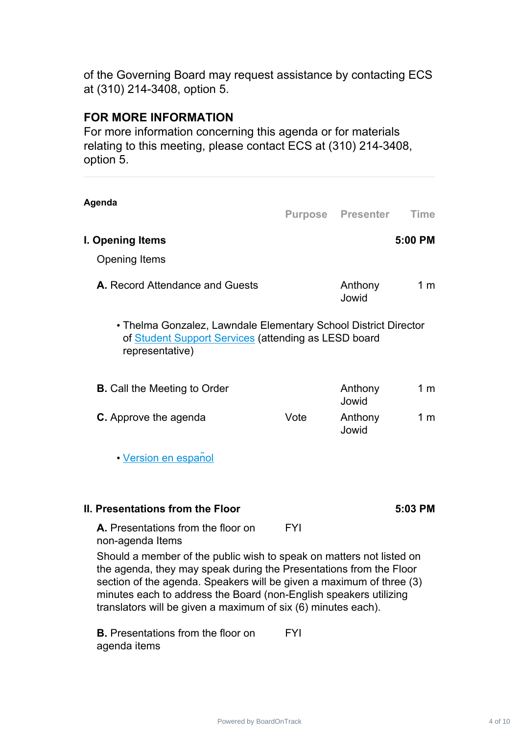of the Governing Board may request assistance by contacting ECS at (310) 214-3408, option 5.

## FOR MORE INFORMATION

For more information concerning this agenda or for materials relating to this meeting, please contact ECS at (310) 214-3408, option 5.

---

**Agenda**

| | Purpose | Presenter | Time |
|---|---|---|---|
| **I. Opening Items** | | | **5:00 PM** |
| Opening Items | | | |
| **A.** Record Attendance and Guests | | Anthony Jowid | 1 m |

- Thelma Gonzalez, Lawndale Elementary School District Director of Student Support Services (attending as LESD board representative)

| | Purpose | Presenter | Time |
|---|---|---|---|
| **B.** Call the Meeting to Order | | Anthony Jowid | 1 m |
| **C.** Approve the agenda | Vote | Anthony Jowid | 1 m |

- Version en español

| | Purpose | Presenter | Time |
|---|---|---|---|
| **II. Presentations from the Floor** | | | **5:03 PM** |
| **A.** Presentations from the floor on non-agenda Items | FYI | | |

Should a member of the public wish to speak on matters not listed on the agenda, they may speak during the Presentations from the Floor section of the agenda. Speakers will be given a maximum of three (3) minutes each to address the Board (non-English speakers utilizing translators will be given a maximum of six (6) minutes each).

| | Purpose | Presenter | Time |
|---|---|---|---|
| **B.** Presentations from the floor on agenda items | FYI | | |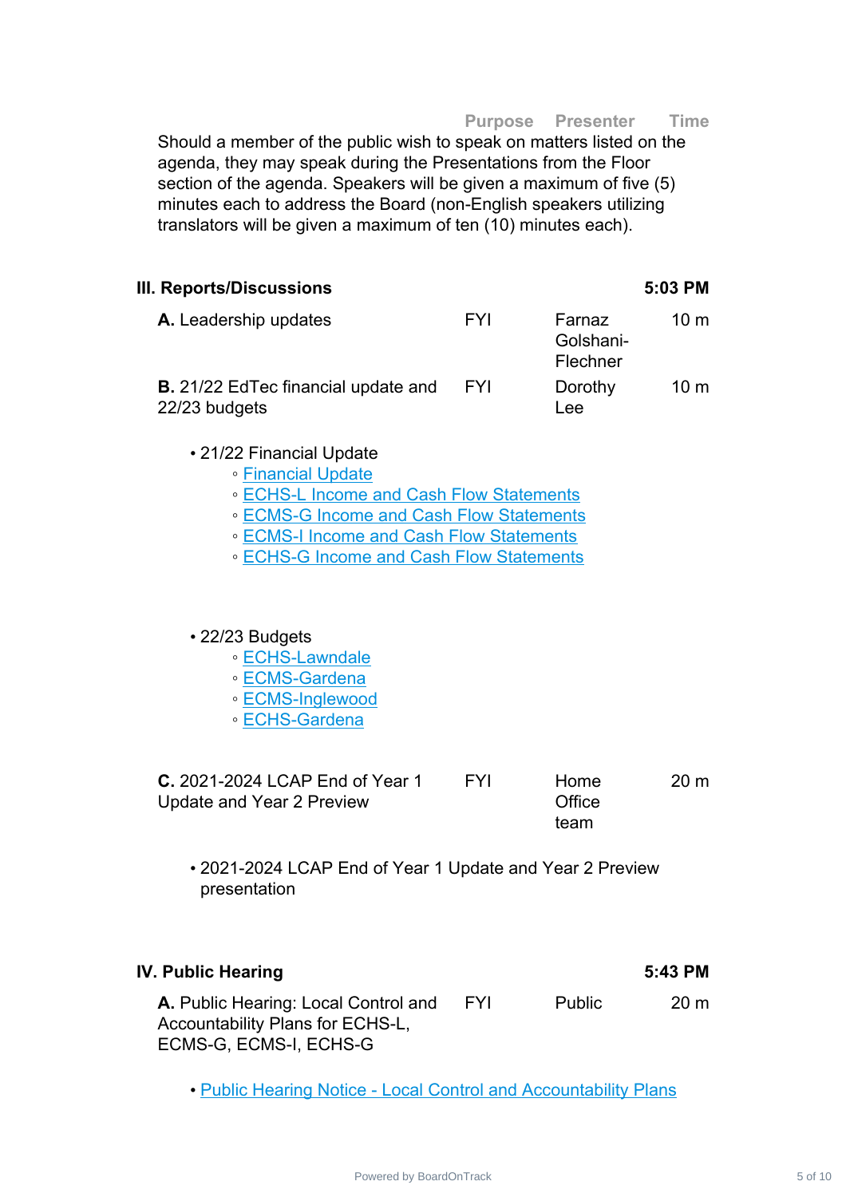| | Purpose | Presenter | Time |
|---|---|---|---|

Should a member of the public wish to speak on matters listed on the agenda, they may speak during the Presentations from the Floor section of the agenda. Speakers will be given a maximum of five (5) minutes each to address the Board (non-English speakers utilizing translators will be given a maximum of ten (10) minutes each).

## III. Reports/Discussions — 5:03 PM

| Item | Purpose | Presenter | Time |
|---|---|---|---|
| **A.** Leadership updates | FYI | Farnaz Golshani-Flechner | 10 m |
| **B.** 21/22 EdTec financial update and 22/23 budgets | FYI | Dorothy Lee | 10 m |

- 21/22 Financial Update
  - Financial Update
  - ECHS-L Income and Cash Flow Statements
  - ECMS-G Income and Cash Flow Statements
  - ECMS-I Income and Cash Flow Statements
  - ECHS-G Income and Cash Flow Statements

- 22/23 Budgets
  - ECHS-Lawndale
  - ECMS-Gardena
  - ECMS-Inglewood
  - ECHS-Gardena

| Item | Purpose | Presenter | Time |
|---|---|---|---|
| **C.** 2021-2024 LCAP End of Year 1 Update and Year 2 Preview | FYI | Home Office team | 20 m |

- 2021-2024 LCAP End of Year 1 Update and Year 2 Preview presentation

## IV. Public Hearing — 5:43 PM

| Item | Purpose | Presenter | Time |
|---|---|---|---|
| **A.** Public Hearing: Local Control and Accountability Plans for ECHS-L, ECMS-G, ECMS-I, ECHS-G | FYI | Public | 20 m |

- Public Hearing Notice - Local Control and Accountability Plans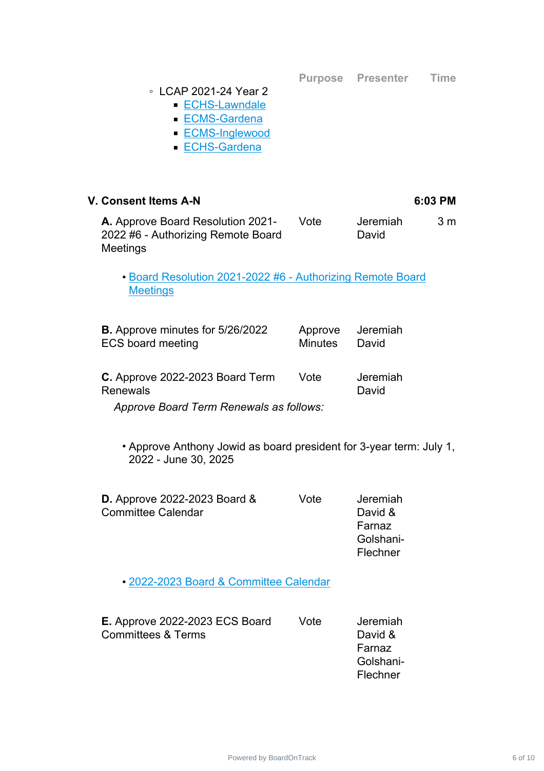| | Purpose | Presenter | Time |
|---|---|---|---|

- LCAP 2021-24 Year 2
  - ECHS-Lawndale
  - ECMS-Gardena
  - ECMS-Inglewood
  - ECHS-Gardena

## V. Consent Items A-N — 6:03 PM

| | Purpose | Presenter | Time |
|---|---|---|---|
| **A.** Approve Board Resolution 2021-2022 #6 - Authorizing Remote Board Meetings | Vote | Jeremiah David | 3 m |

- Board Resolution 2021-2022 #6 - Authorizing Remote Board Meetings

| | Purpose | Presenter | Time |
|---|---|---|---|
| **B.** Approve minutes for 5/26/2022 ECS board meeting | Approve Minutes | Jeremiah David | |

| | Purpose | Presenter | Time |
|---|---|---|---|
| **C.** Approve 2022-2023 Board Term Renewals | Vote | Jeremiah David | |

*Approve Board Term Renewals as follows:*

- Approve Anthony Jowid as board president for 3-year term: July 1, 2022 - June 30, 2025

| | Purpose | Presenter | Time |
|---|---|---|---|
| **D.** Approve 2022-2023 Board & Committee Calendar | Vote | Jeremiah David & Farnaz Golshani-Flechner | |

- 2022-2023 Board & Committee Calendar

| | Purpose | Presenter | Time |
|---|---|---|---|
| **E.** Approve 2022-2023 ECS Board Committees & Terms | Vote | Jeremiah David & Farnaz Golshani-Flechner | |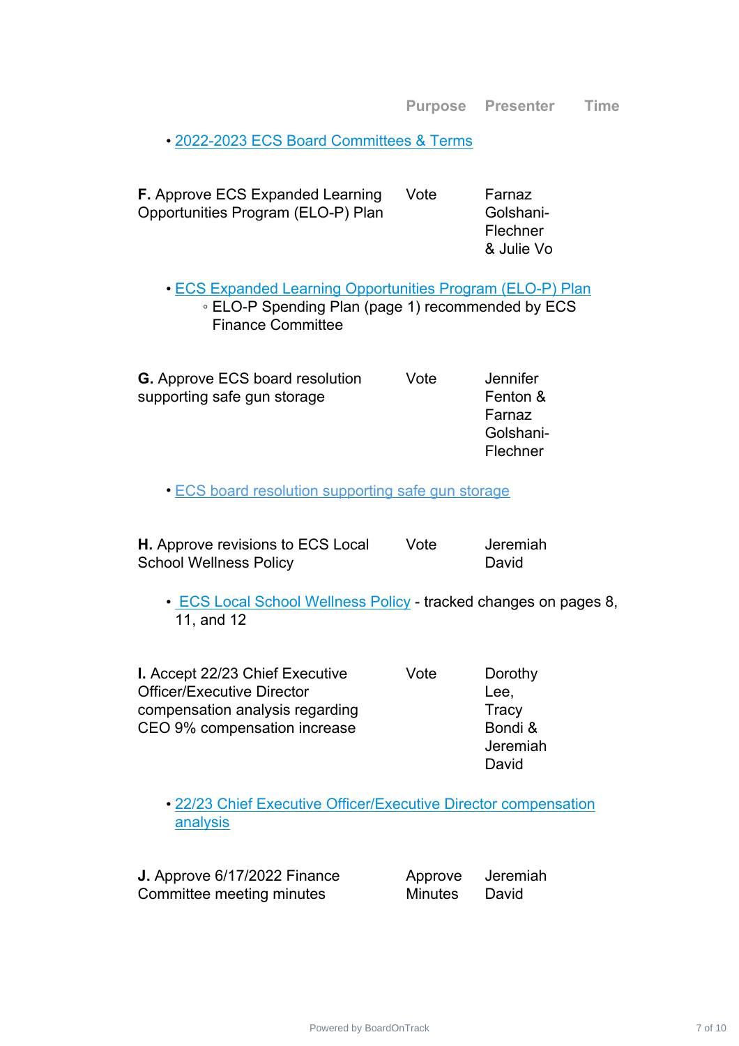| | Purpose | Presenter | Time |
|---|---|---|---|

- 2022-2023 ECS Board Committees & Terms

| | Purpose | Presenter | Time |
|---|---|---|---|
| **F.** Approve ECS Expanded Learning Opportunities Program (ELO-P) Plan | Vote | Farnaz Golshani-Flechner & Julie Vo | |

- ECS Expanded Learning Opportunities Program (ELO-P) Plan
  - ELO-P Spending Plan (page 1) recommended by ECS Finance Committee

| | Purpose | Presenter | Time |
|---|---|---|---|
| **G.** Approve ECS board resolution supporting safe gun storage | Vote | Jennifer Fenton & Farnaz Golshani-Flechner | |

- ECS board resolution supporting safe gun storage

| | Purpose | Presenter | Time |
|---|---|---|---|
| **H.** Approve revisions to ECS Local School Wellness Policy | Vote | Jeremiah David | |

- ECS Local School Wellness Policy - tracked changes on pages 8, 11, and 12

| | Purpose | Presenter | Time |
|---|---|---|---|
| **I.** Accept 22/23 Chief Executive Officer/Executive Director compensation analysis regarding CEO 9% compensation increase | Vote | Dorothy Lee, Tracy Bondi & Jeremiah David | |

- 22/23 Chief Executive Officer/Executive Director compensation analysis

| | Purpose | Presenter | Time |
|---|---|---|---|
| **J.** Approve 6/17/2022 Finance Committee meeting minutes | Approve Minutes | Jeremiah David | |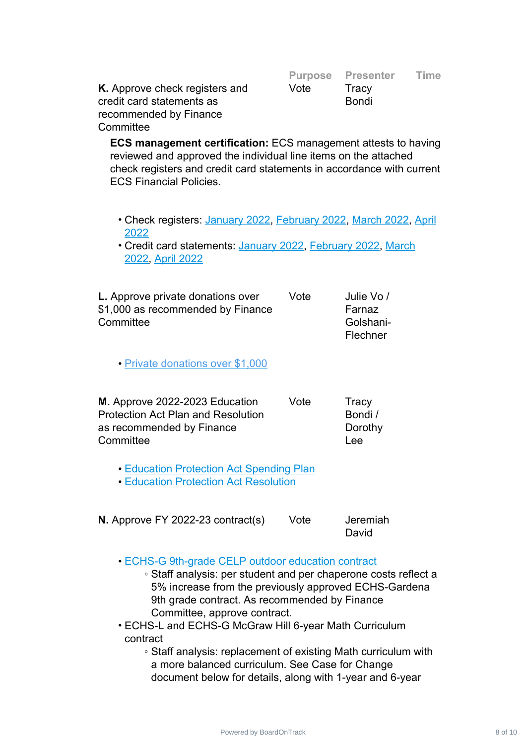| | Purpose | Presenter | Time |
|---|---|---|---|
| **K.** Approve check registers and credit card statements as recommended by Finance Committee | Vote | Tracy Bondi | |

**ECS management certification:** ECS management attests to having reviewed and approved the individual line items on the attached check registers and credit card statements in accordance with current ECS Financial Policies.

- Check registers: January 2022, February 2022, March 2022, April 2022
- Credit card statements: January 2022, February 2022, March 2022, April 2022

| | | | |
|---|---|---|---|
| **L.** Approve private donations over $1,000 as recommended by Finance Committee | Vote | Julie Vo / Farnaz Golshani-Flechner | |

- Private donations over $1,000

| | | | |
|---|---|---|---|
| **M.** Approve 2022-2023 Education Protection Act Plan and Resolution as recommended by Finance Committee | Vote | Tracy Bondi / Dorothy Lee | |

- Education Protection Act Spending Plan
- Education Protection Act Resolution

| | | | |
|---|---|---|---|
| **N.** Approve FY 2022-23 contract(s) | Vote | Jeremiah David | |

- ECHS-G 9th-grade CELP outdoor education contract
  - Staff analysis: per student and per chaperone costs reflect a 5% increase from the previously approved ECHS-Gardena 9th grade contract. As recommended by Finance Committee, approve contract.
- ECHS-L and ECHS-G McGraw Hill 6-year Math Curriculum contract
  - Staff analysis: replacement of existing Math curriculum with a more balanced curriculum. See Case for Change document below for details, along with 1-year and 6-year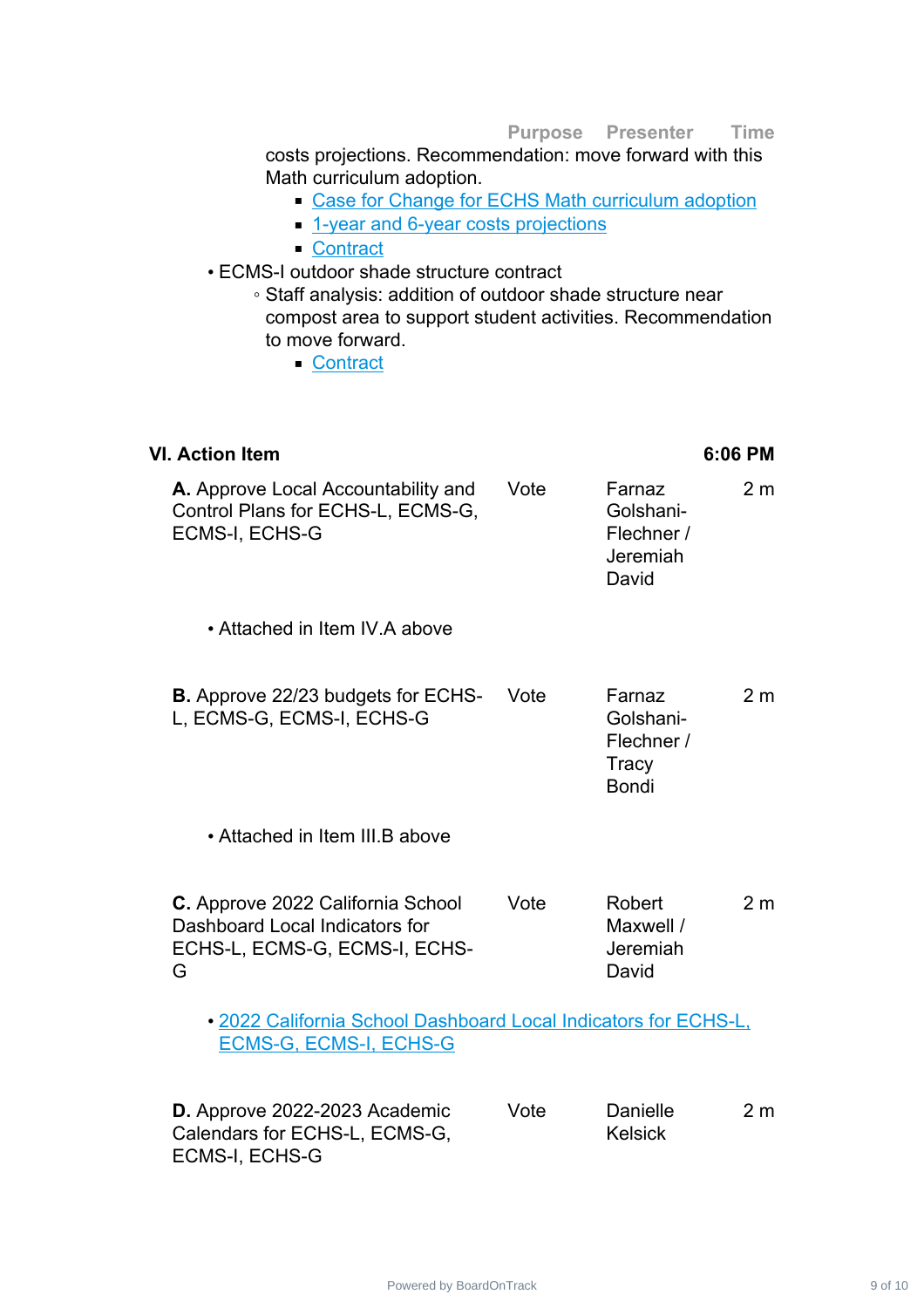| | Purpose | Presenter | Time |
|---|---|---|---|

costs projections. Recommendation: move forward with this Math curriculum adoption.

- Case for Change for ECHS Math curriculum adoption
- 1-year and 6-year costs projections
- Contract

- ECMS-I outdoor shade structure contract
  - Staff analysis: addition of outdoor shade structure near compost area to support student activities. Recommendation to move forward.
    - Contract

## VI. Action Item — 6:06 PM

| Item | Purpose | Presenter | Time |
|---|---|---|---|
| **A.** Approve Local Accountability and Control Plans for ECHS-L, ECMS-G, ECMS-I, ECHS-G | Vote | Farnaz Golshani-Flechner / Jeremiah David | 2 m |

- Attached in Item IV.A above

| Item | Purpose | Presenter | Time |
|---|---|---|---|
| **B.** Approve 22/23 budgets for ECHS-L, ECMS-G, ECMS-I, ECHS-G | Vote | Farnaz Golshani-Flechner / Tracy Bondi | 2 m |

- Attached in Item III.B above

| Item | Purpose | Presenter | Time |
|---|---|---|---|
| **C.** Approve 2022 California School Dashboard Local Indicators for ECHS-L, ECMS-G, ECMS-I, ECHS-G | Vote | Robert Maxwell / Jeremiah David | 2 m |

- 2022 California School Dashboard Local Indicators for ECHS-L, ECMS-G, ECMS-I, ECHS-G

| Item | Purpose | Presenter | Time |
|---|---|---|---|
| **D.** Approve 2022-2023 Academic Calendars for ECHS-L, ECMS-G, ECMS-I, ECHS-G | Vote | Danielle Kelsick | 2 m |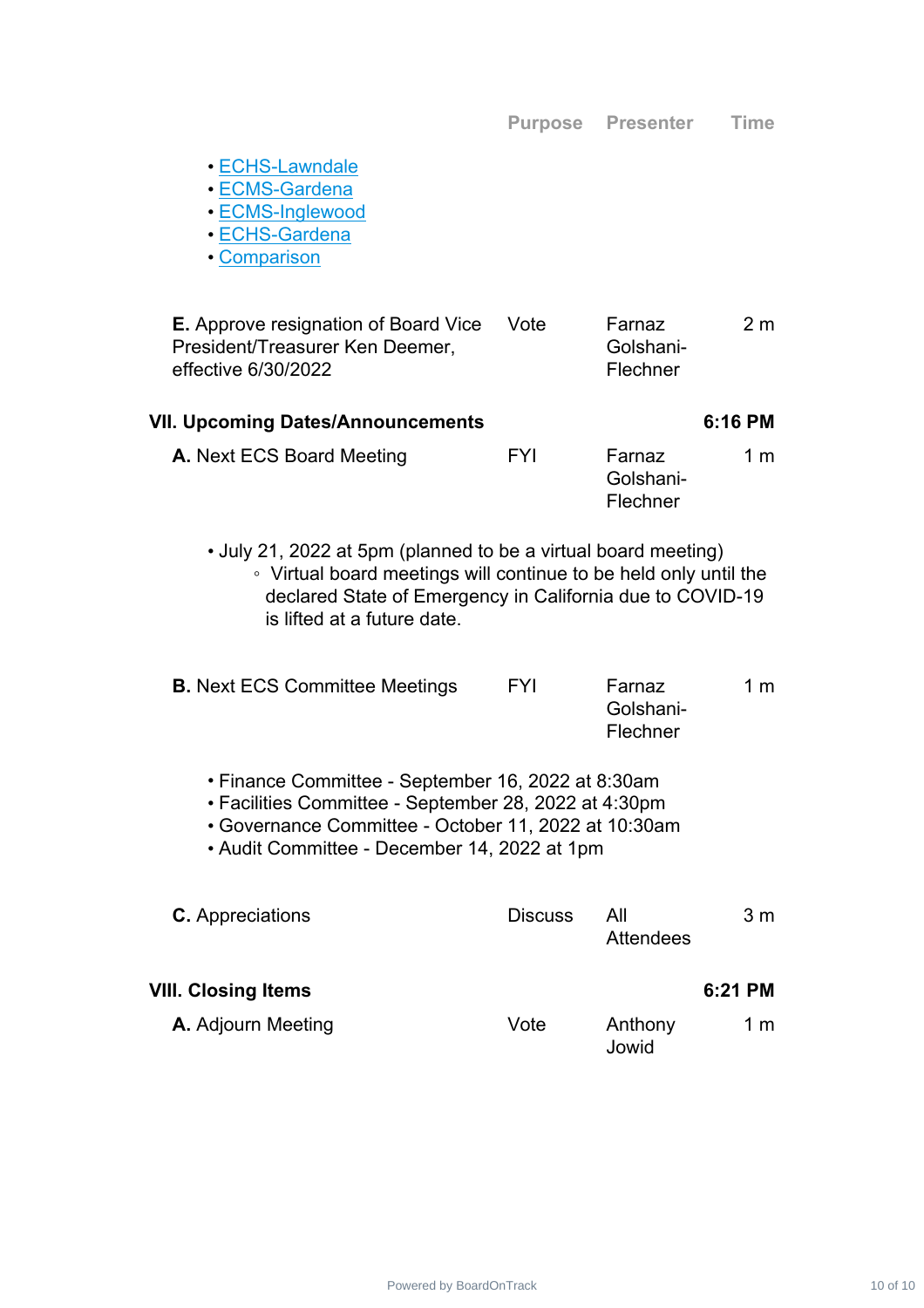| | Purpose | Presenter | Time |
|---|---|---|---|

- ECHS-Lawndale
- ECMS-Gardena
- ECMS-Inglewood
- ECHS-Gardena
- Comparison

| | Purpose | Presenter | Time |
|---|---|---|---|
| **E.** Approve resignation of Board Vice President/Treasurer Ken Deemer, effective 6/30/2022 | Vote | Farnaz Golshani-Flechner | 2 m |

## VII. Upcoming Dates/Announcements — 6:16 PM

| | Purpose | Presenter | Time |
|---|---|---|---|
| **A.** Next ECS Board Meeting | FYI | Farnaz Golshani-Flechner | 1 m |

- July 21, 2022 at 5pm (planned to be a virtual board meeting)
  - Virtual board meetings will continue to be held only until the declared State of Emergency in California due to COVID-19 is lifted at a future date.

| | Purpose | Presenter | Time |
|---|---|---|---|
| **B.** Next ECS Committee Meetings | FYI | Farnaz Golshani-Flechner | 1 m |

- Finance Committee - September 16, 2022 at 8:30am
- Facilities Committee - September 28, 2022 at 4:30pm
- Governance Committee - October 11, 2022 at 10:30am
- Audit Committee - December 14, 2022 at 1pm

| | Purpose | Presenter | Time |
|---|---|---|---|
| **C.** Appreciations | Discuss | All Attendees | 3 m |

## VIII. Closing Items — 6:21 PM

| | Purpose | Presenter | Time |
|---|---|---|---|
| **A.** Adjourn Meeting | Vote | Anthony Jowid | 1 m |